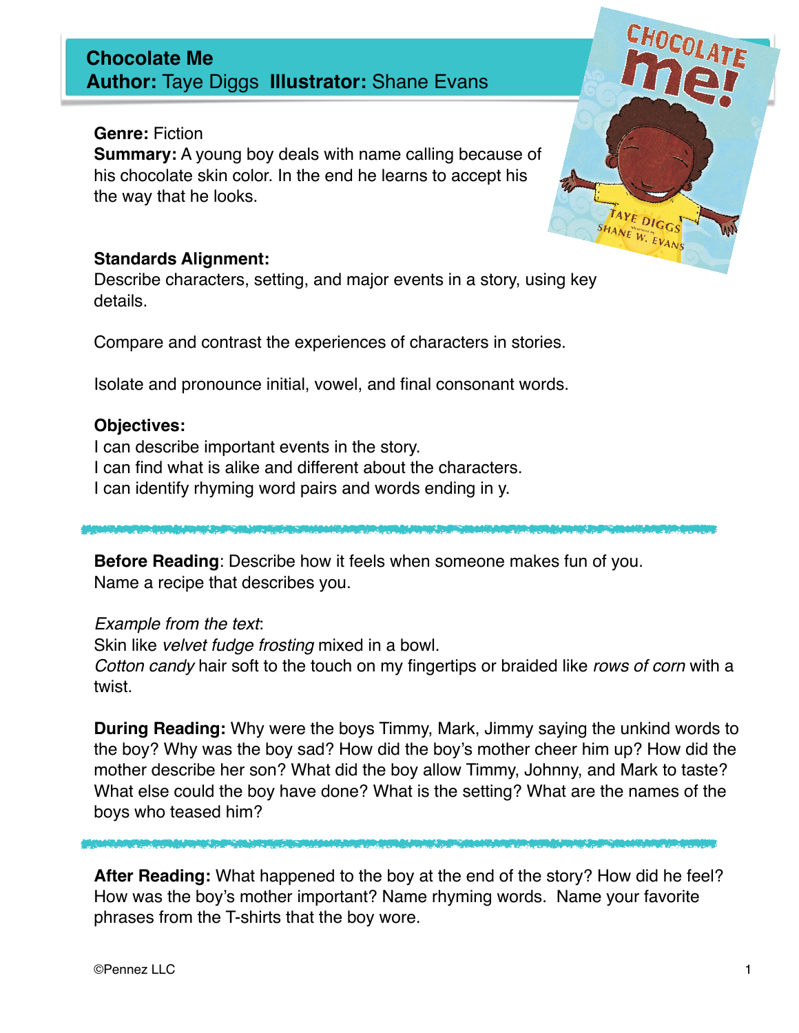# Chocolate Me
**Author:** Taye Diggs **Illustrator:** Shane Evans

**Genre:** Fiction
**Summary:** A young boy deals with name calling because of his chocolate skin color. In the end he learns to accept his the way that he looks.

**Standards Alignment:**
Describe characters, setting, and major events in a story, using key details.

Compare and contrast the experiences of characters in stories.

Isolate and pronounce initial, vowel, and final consonant words.

**Objectives:**
I can describe important events in the story.
I can find what is alike and different about the characters.
I can identify rhyming word pairs and words ending in y.

---

**Before Reading**: Describe how it feels when someone makes fun of you.
Name a recipe that describes you.

*Example from the text*:
Skin like *velvet fudge frosting* mixed in a bowl.
*Cotton candy* hair soft to the touch on my fingertips or braided like *rows of corn* with a twist.

**During Reading:** Why were the boys Timmy, Mark, Jimmy saying the unkind words to the boy? Why was the boy sad? How did the boy's mother cheer him up? How did the mother describe her son? What did the boy allow Timmy, Johnny, and Mark to taste? What else could the boy have done? What is the setting? What are the names of the boys who teased him?

---

**After Reading:** What happened to the boy at the end of the story? How did he feel? How was the boy's mother important? Name rhyming words. Name your favorite phrases from the T-shirts that the boy wore.

©Pennez LLC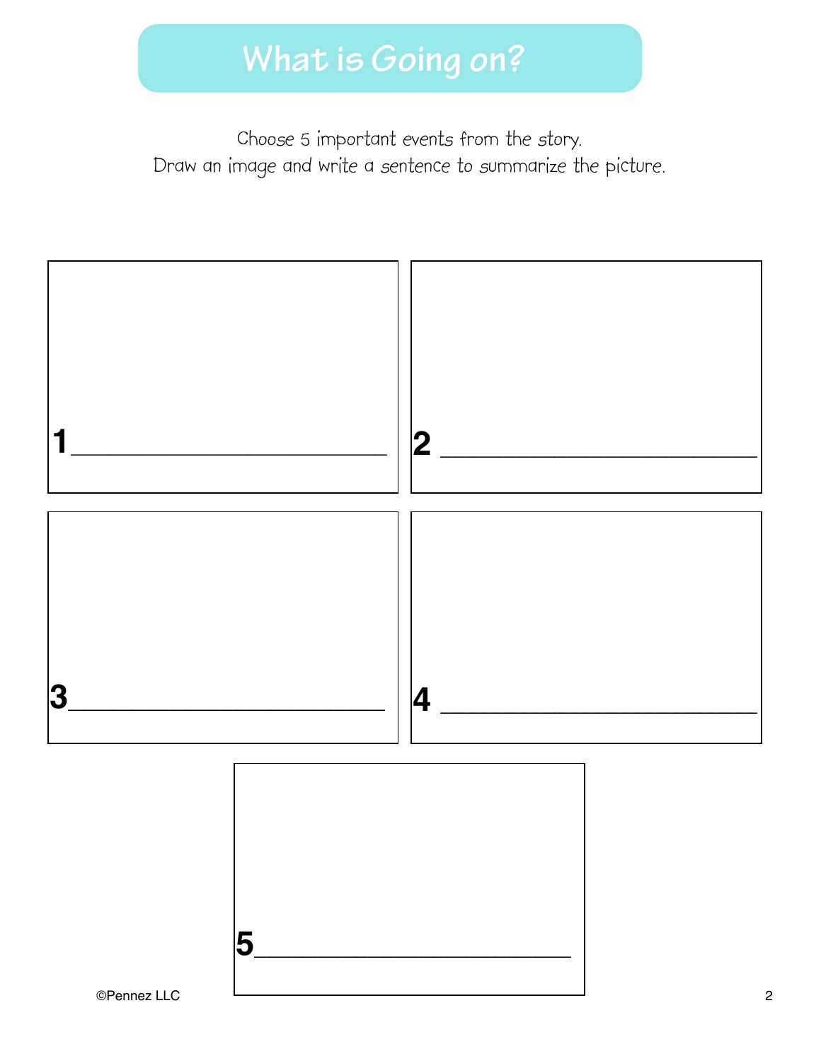# What is Going on?

Choose 5 important events from the story.
Draw an image and write a sentence to summarize the picture.

1 ______________________

2 ______________________

3 ______________________

4 ______________________

5 ______________________

©Pennez LLC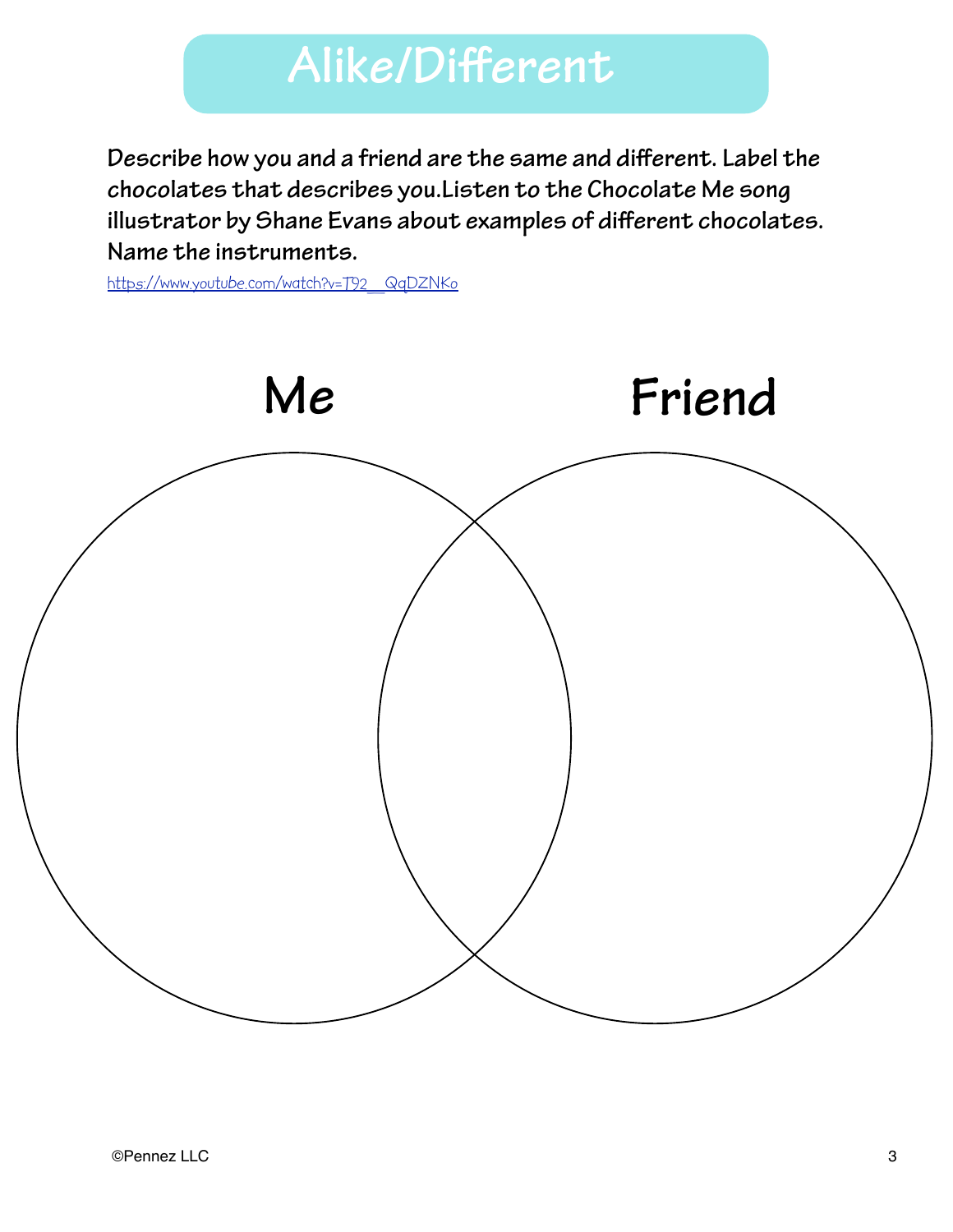# Alike/Different

**Describe how you and a friend are the same and different. Label the chocolates that describes you.Listen to the Chocolate Me song illustrator by Shane Evans about examples of different chocolates. Name the instruments.**

https://www.youtube.com/watch?v=T92__QqDZNKo

**Me** | **Friend**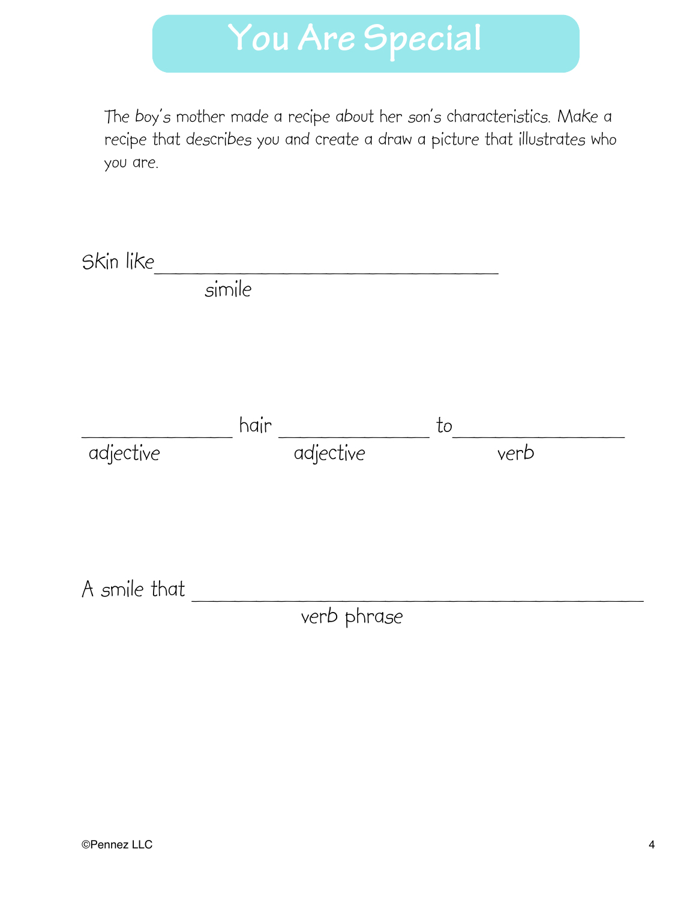# You Are Special

*The boy's mother made a recipe about her son's characteristics. Make a recipe that describes you and create a draw a picture that illustrates who you are.*

Skin like ________________________________
simile

______________ hair ______________ to ________________
adjective adjective verb

A smile that ____________________________________________
verb phrase

©Pennez LLC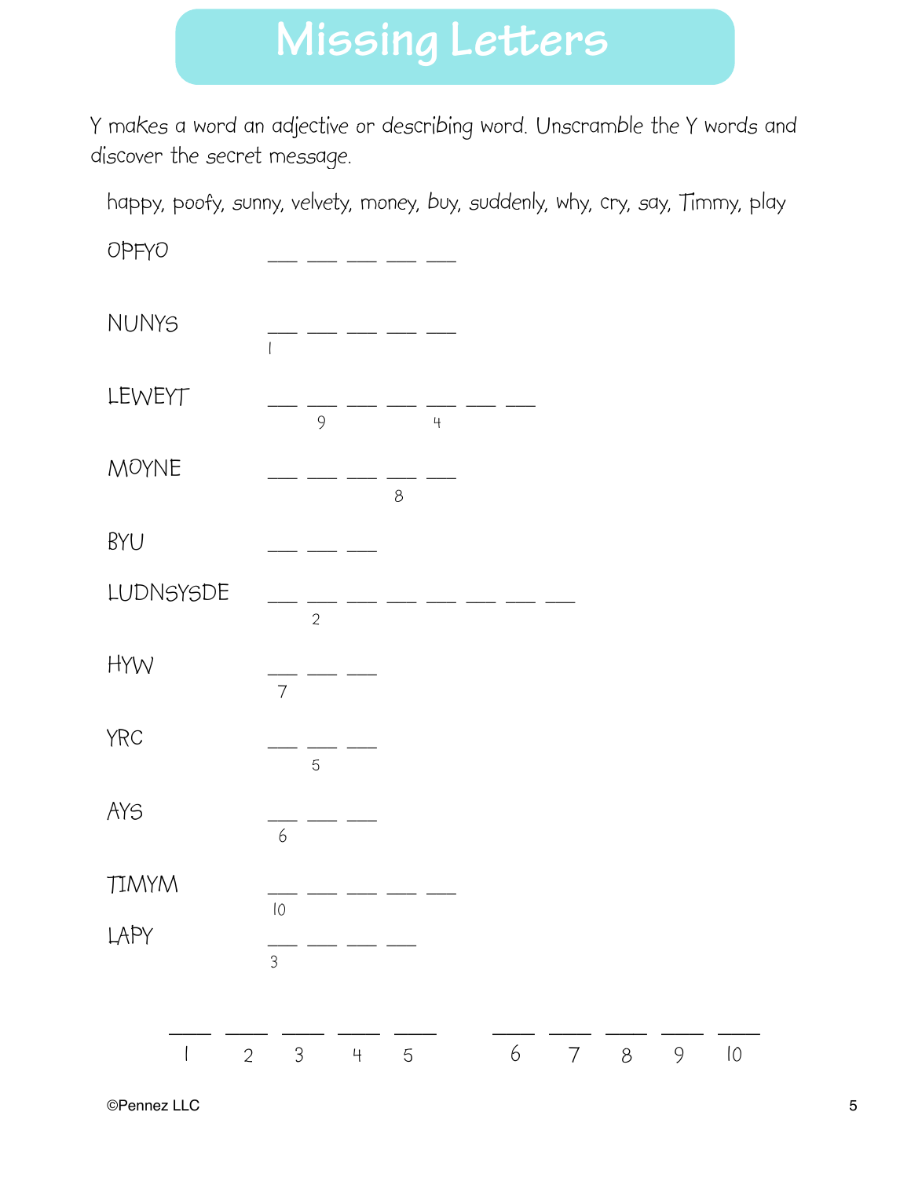# Missing Letters

Y makes a word an adjective or describing word. Unscramble the Y words and discover the secret message.

happy, poofy, sunny, velvety, money, buy, suddenly, why, cry, say, Timmy, play

OPFYO ___ ___ ___ ___ ___

NUNYS ___ ___ ___ ___ ___
(1)

LEWEYT ___ ___ ___ ___ ___ ___ ___
(9) (4)

MOYNE ___ ___ ___ ___ ___
(8)

BYU ___ ___ ___

LUDNSYSDE ___ ___ ___ ___ ___ ___ ___ ___
(2)

HYW ___ ___ ___
(7)

YRC ___ ___ ___
(5)

AYS ___ ___ ___
(6)

TIMYM ___ ___ ___ ___ ___
(10)

LAPY ___ ___ ___ ___
(3)

___ ___ ___ ___ ___ &nbsp;&nbsp;&nbsp; ___ ___ ___ ___ ___
1 2 3 4 5 &nbsp;&nbsp;&nbsp; 6 7 8 9 10

©Pennez LLC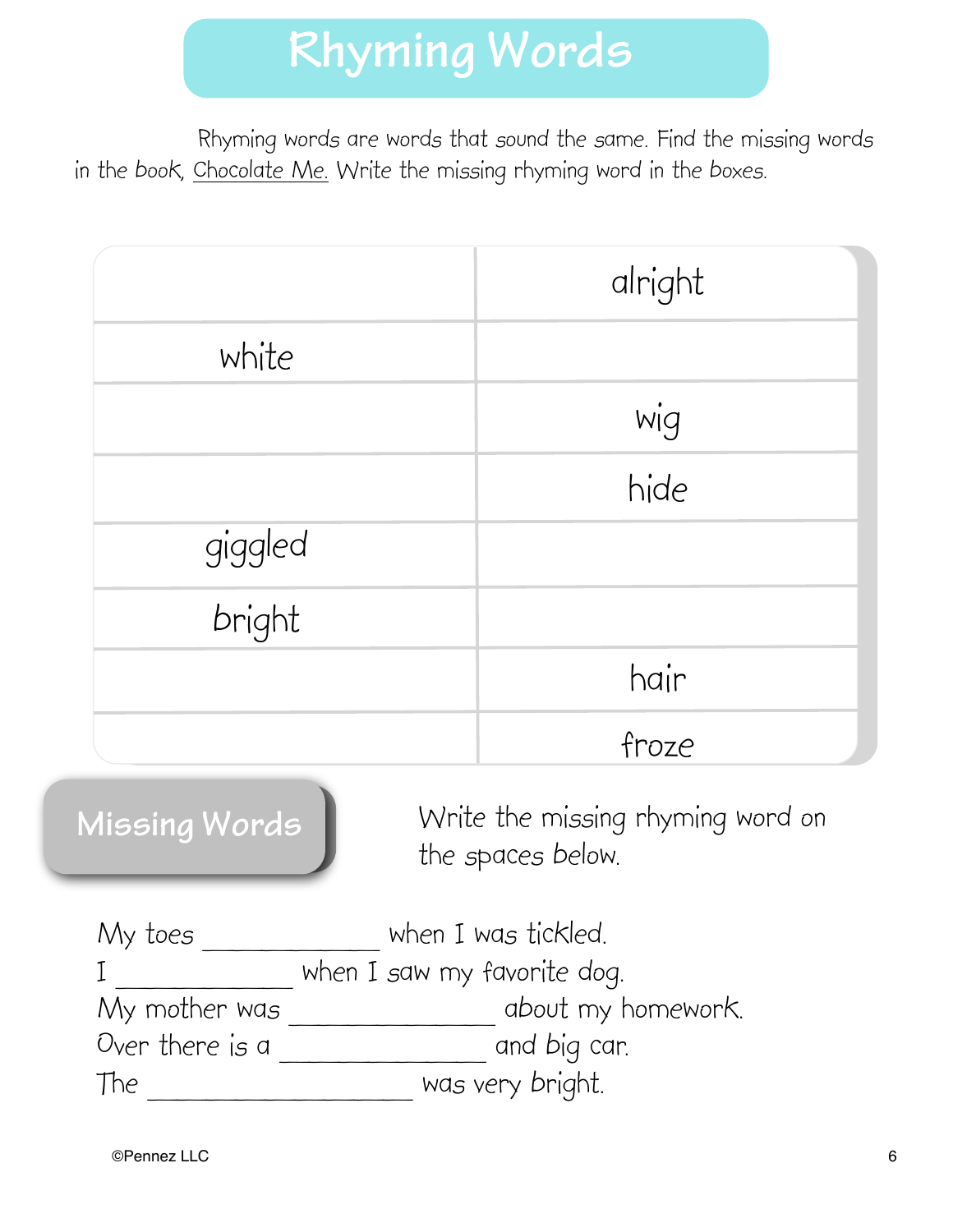# Rhyming Words

Rhyming words are words that sound the same. Find the missing words in the book, Chocolate Me. Write the missing rhyming word in the boxes.

| | |
|---|---|
| | alright |
| white | |
| | wig |
| | hide |
| giggled | |
| bright | |
| | hair |
| | froze |

## Missing Words

Write the missing rhyming word on the spaces below.

My toes ____________ when I was tickled.
I ____________ when I saw my favorite dog.
My mother was ______________ about my homework.
Over there is a ______________ and big car.
The __________________ was very bright.

©Pennez LLC